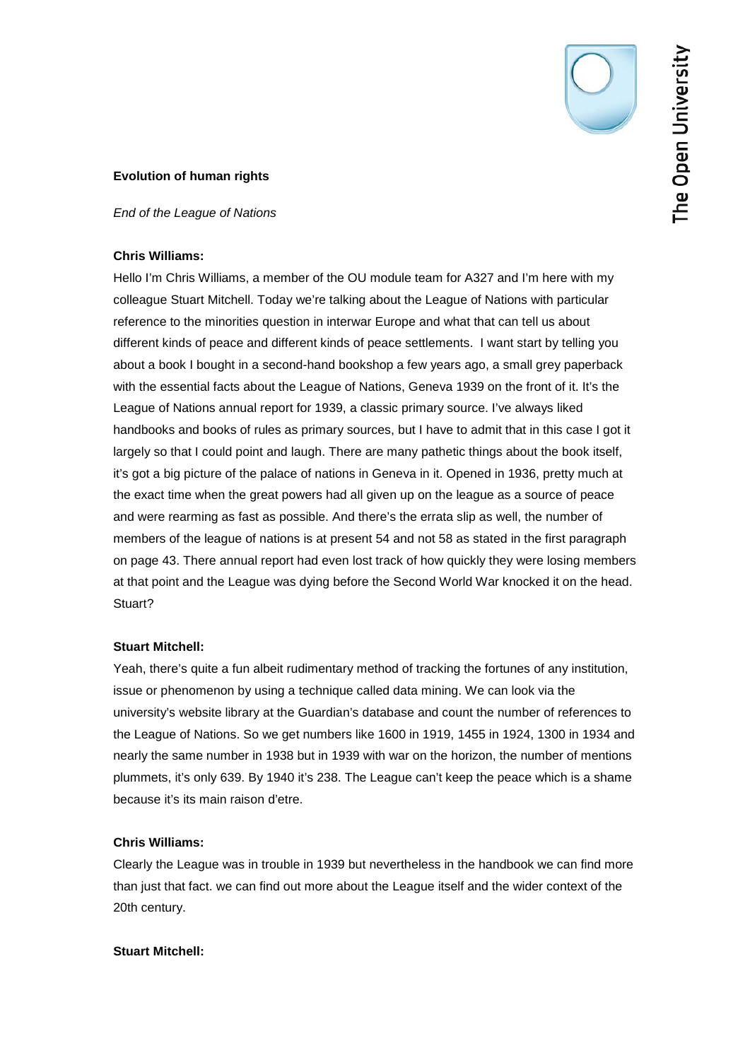**Evolution of human rights**

*End of the League of Nations*

**Chris Williams:**

Hello I'm Chris Williams, a member of the OU module team for A327 and I'm here with my colleague Stuart Mitchell. Today we're talking about the League of Nations with particular reference to the minorities question in interwar Europe and what that can tell us about different kinds of peace and different kinds of peace settlements.  I want start by telling you about a book I bought in a second-hand bookshop a few years ago, a small grey paperback with the essential facts about the League of Nations, Geneva 1939 on the front of it. It's the League of Nations annual report for 1939, a classic primary source. I've always liked handbooks and books of rules as primary sources, but I have to admit that in this case I got it largely so that I could point and laugh. There are many pathetic things about the book itself, it's got a big picture of the palace of nations in Geneva in it. Opened in 1936, pretty much at the exact time when the great powers had all given up on the league as a source of peace and were rearming as fast as possible. And there's the errata slip as well, the number of members of the league of nations is at present 54 and not 58 as stated in the first paragraph on page 43. There annual report had even lost track of how quickly they were losing members at that point and the League was dying before the Second World War knocked it on the head. Stuart?

**Stuart Mitchell:**

Yeah, there's quite a fun albeit rudimentary method of tracking the fortunes of any institution, issue or phenomenon by using a technique called data mining. We can look via the university's website library at the Guardian's database and count the number of references to the League of Nations. So we get numbers like 1600 in 1919, 1455 in 1924, 1300 in 1934 and nearly the same number in 1938 but in 1939 with war on the horizon, the number of mentions plummets, it's only 639. By 1940 it's 238. The League can't keep the peace which is a shame because it's its main raison d'etre.

**Chris Williams:**

Clearly the League was in trouble in 1939 but nevertheless in the handbook we can find more than just that fact. we can find out more about the League itself and the wider context of the 20th century.

**Stuart Mitchell:**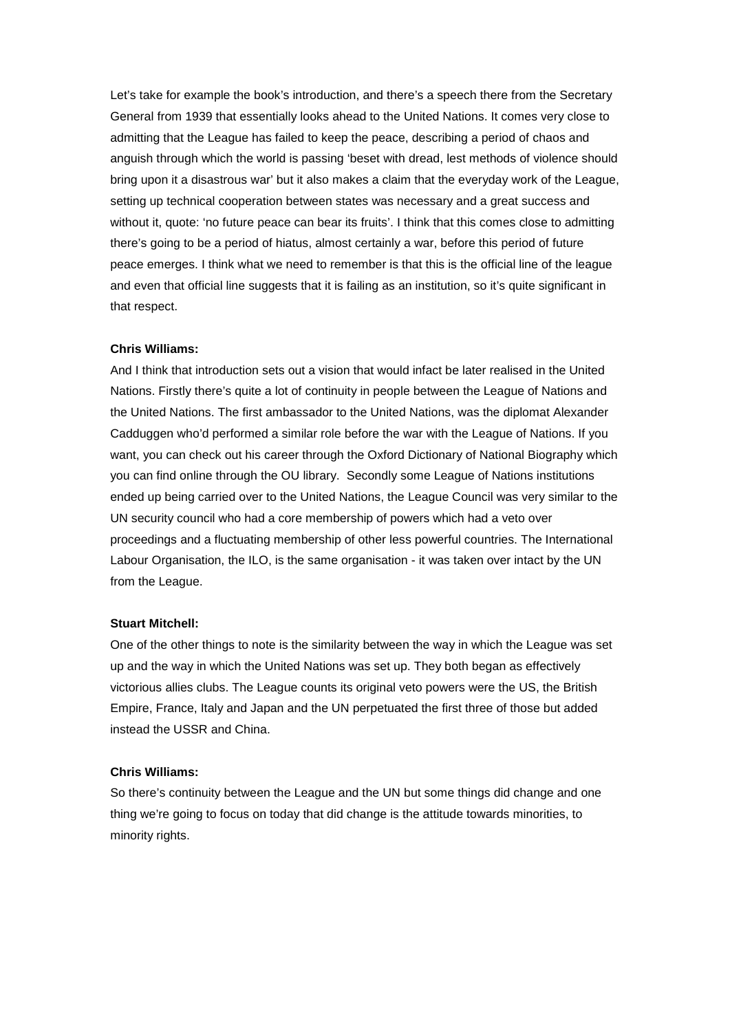Let's take for example the book's introduction, and there's a speech there from the Secretary General from 1939 that essentially looks ahead to the United Nations. It comes very close to admitting that the League has failed to keep the peace, describing a period of chaos and anguish through which the world is passing 'beset with dread, lest methods of violence should bring upon it a disastrous war' but it also makes a claim that the everyday work of the League, setting up technical cooperation between states was necessary and a great success and without it, quote: 'no future peace can bear its fruits'. I think that this comes close to admitting there's going to be a period of hiatus, almost certainly a war, before this period of future peace emerges. I think what we need to remember is that this is the official line of the league and even that official line suggests that it is failing as an institution, so it's quite significant in that respect.

**Chris Williams:**
And I think that introduction sets out a vision that would infact be later realised in the United Nations. Firstly there's quite a lot of continuity in people between the League of Nations and the United Nations. The first ambassador to the United Nations, was the diplomat Alexander Cadduggen who'd performed a similar role before the war with the League of Nations. If you want, you can check out his career through the Oxford Dictionary of National Biography which you can find online through the OU library. Secondly some League of Nations institutions ended up being carried over to the United Nations, the League Council was very similar to the UN security council who had a core membership of powers which had a veto over proceedings and a fluctuating membership of other less powerful countries. The International Labour Organisation, the ILO, is the same organisation - it was taken over intact by the UN from the League.

**Stuart Mitchell:**
One of the other things to note is the similarity between the way in which the League was set up and the way in which the United Nations was set up. They both began as effectively victorious allies clubs. The League counts its original veto powers were the US, the British Empire, France, Italy and Japan and the UN perpetuated the first three of those but added instead the USSR and China.

**Chris Williams:**
So there's continuity between the League and the UN but some things did change and one thing we're going to focus on today that did change is the attitude towards minorities, to minority rights.